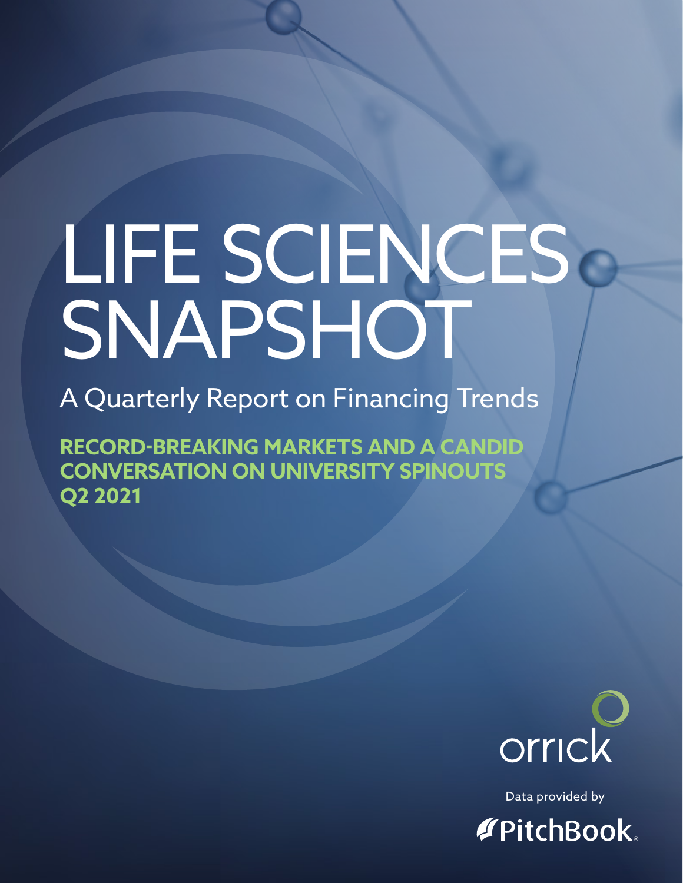# LIFE SCIENCES SNAPSHOT

## A Quarterly Report on Financing Trends

**RECORD-BREAKING MARKETS AND A CANDID CONVERSATION ON UNIVERSITY SPINOUTS**
**Q2 2021**

orrick

Data provided by

PitchBook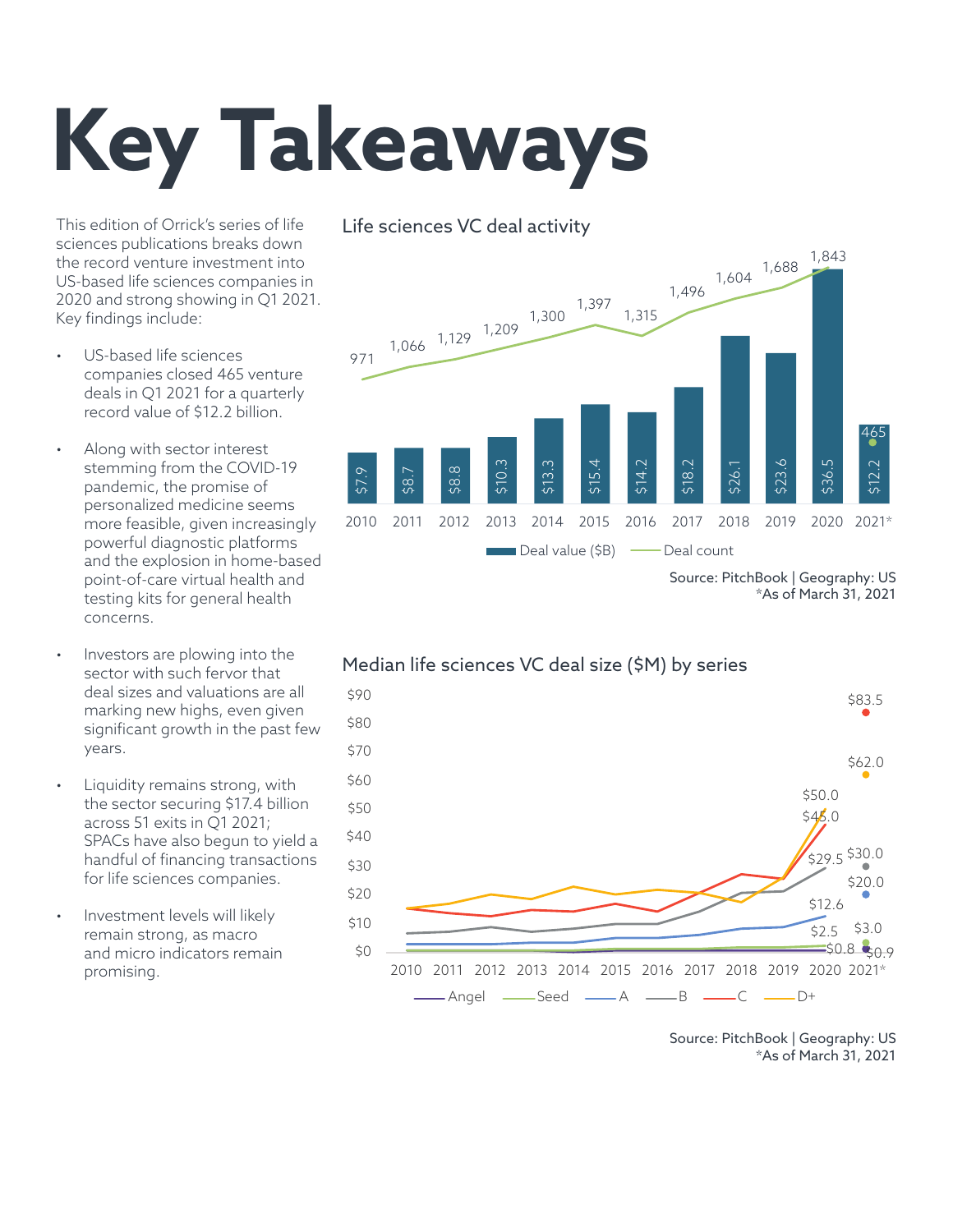# Key Takeaways

This edition of Orrick's series of life sciences publications breaks down the record venture investment into US-based life sciences companies in 2020 and strong showing in Q1 2021. Key findings include:

- US-based life sciences companies closed 465 venture deals in Q1 2021 for a quarterly record value of $12.2 billion.
- Along with sector interest stemming from the COVID-19 pandemic, the promise of personalized medicine seems more feasible, given increasingly powerful diagnostic platforms and the explosion in home-based point-of-care virtual health and testing kits for general health concerns.
- Investors are plowing into the sector with such fervor that deal sizes and valuations are all marking new highs, even given significant growth in the past few years.
- Liquidity remains strong, with the sector securing $17.4 billion across 51 exits in Q1 2021; SPACs have also begun to yield a handful of financing transactions for life sciences companies.
- Investment levels will likely remain strong, as macro and micro indicators remain promising.

## Life sciences VC deal activity

| Year | Deal value ($B) | Deal count |
|---|---|---|
| 2010 | $7.9 | 971 |
| 2011 | $8.7 | 1,066 |
| 2012 | $8.8 | 1,129 |
| 2013 | $10.3 | 1,209 |
| 2014 | $13.3 | 1,300 |
| 2015 | $15.4 | 1,397 |
| 2016 | $14.2 | 1,315 |
| 2017 | $18.2 | 1,496 |
| 2018 | $26.1 | 1,604 |
| 2019 | $23.6 | 1,688 |
| 2020 | $36.5 | 1,843 |
| 2021* | $12.2 | 465 |

Source: PitchBook | Geography: US
*As of March 31, 2021

## Median life sciences VC deal size ($M) by series

| Series | 2020 | 2021* |
|---|---|---|
| Angel | $0.8 | $0.9 |
| Seed | $2.5 | $3.0 |
| A | $12.6 | $20.0 |
| B | $29.5 | $30.0 |
| C | $45.0 | $83.5 |
| D+ | $50.0 | $62.0 |

Source: PitchBook | Geography: US
*As of March 31, 2021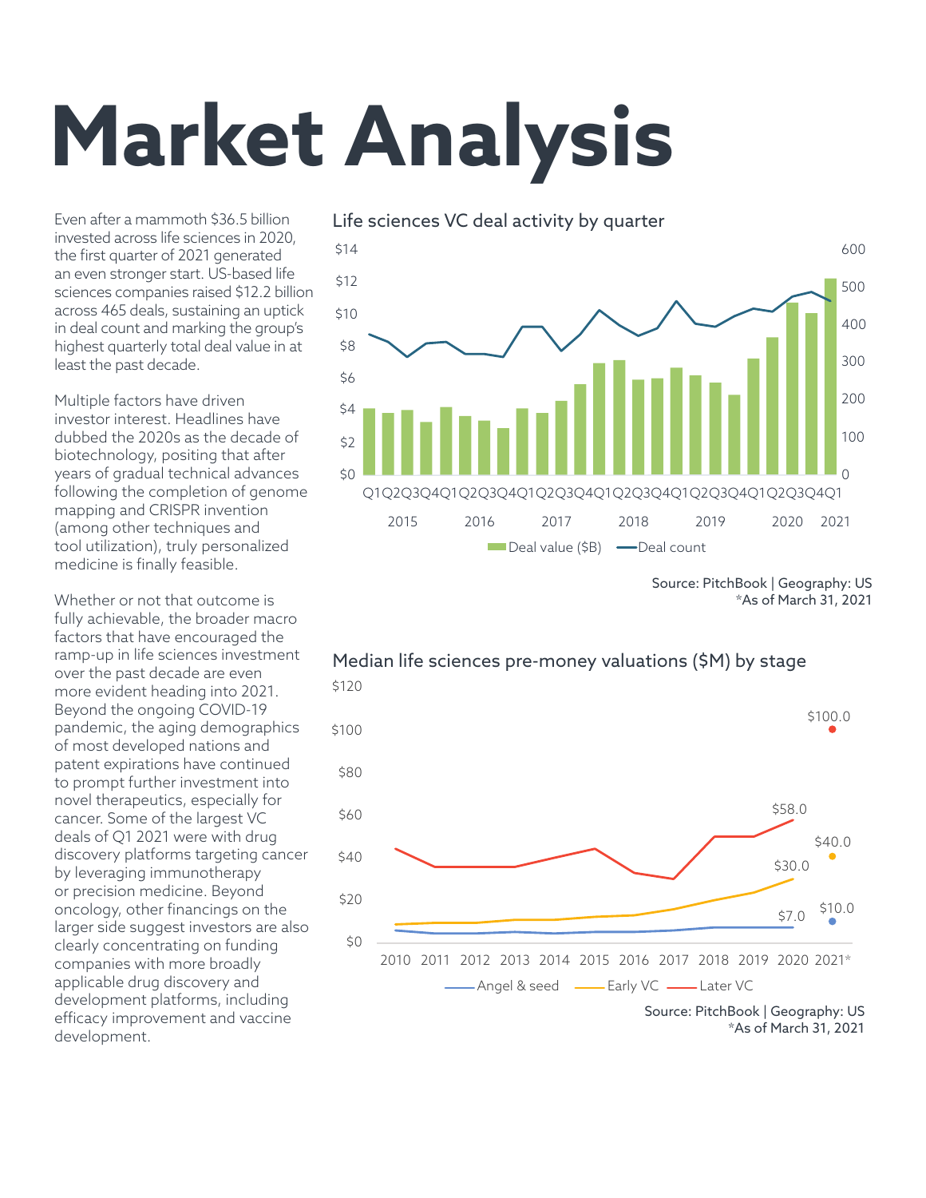# Market Analysis

Even after a mammoth $36.5 billion invested across life sciences in 2020, the first quarter of 2021 generated an even stronger start. US-based life sciences companies raised $12.2 billion across 465 deals, sustaining an uptick in deal count and marking the group's highest quarterly total deal value in at least the past decade.

Multiple factors have driven investor interest. Headlines have dubbed the 2020s as the decade of biotechnology, positing that after years of gradual technical advances following the completion of genome mapping and CRISPR invention (among other techniques and tool utilization), truly personalized medicine is finally feasible.

Whether or not that outcome is fully achievable, the broader macro factors that have encouraged the ramp-up in life sciences investment over the past decade are even more evident heading into 2021. Beyond the ongoing COVID-19 pandemic, the aging demographics of most developed nations and patent expirations have continued to prompt further investment into novel therapeutics, especially for cancer. Some of the largest VC deals of Q1 2021 were with drug discovery platforms targeting cancer by leveraging immunotherapy or precision medicine. Beyond oncology, other financings on the larger side suggest investors are also clearly concentrating on funding companies with more broadly applicable drug discovery and development platforms, including efficacy improvement and vaccine development.

Life sciences VC deal activity by quarter

Source: PitchBook | Geography: US
*As of March 31, 2021

Median life sciences pre-money valuations ($M) by stage

Source: PitchBook | Geography: US
*As of March 31, 2021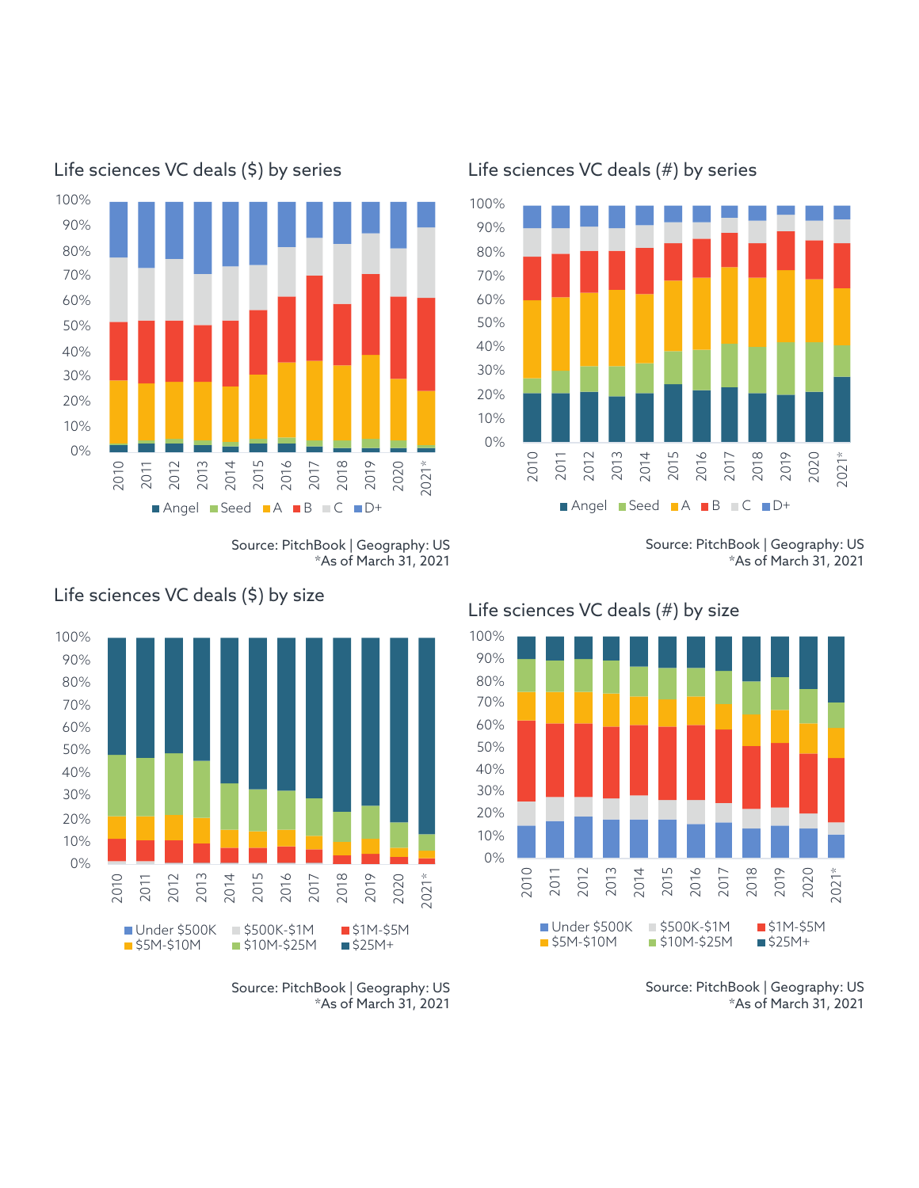## Life sciences VC deals ($) by series

Source: PitchBook | Geography: US
*As of March 31, 2021

## Life sciences VC deals (#) by series

Source: PitchBook | Geography: US
*As of March 31, 2021

## Life sciences VC deals ($) by size

Source: PitchBook | Geography: US
*As of March 31, 2021

## Life sciences VC deals (#) by size

Source: PitchBook | Geography: US
*As of March 31, 2021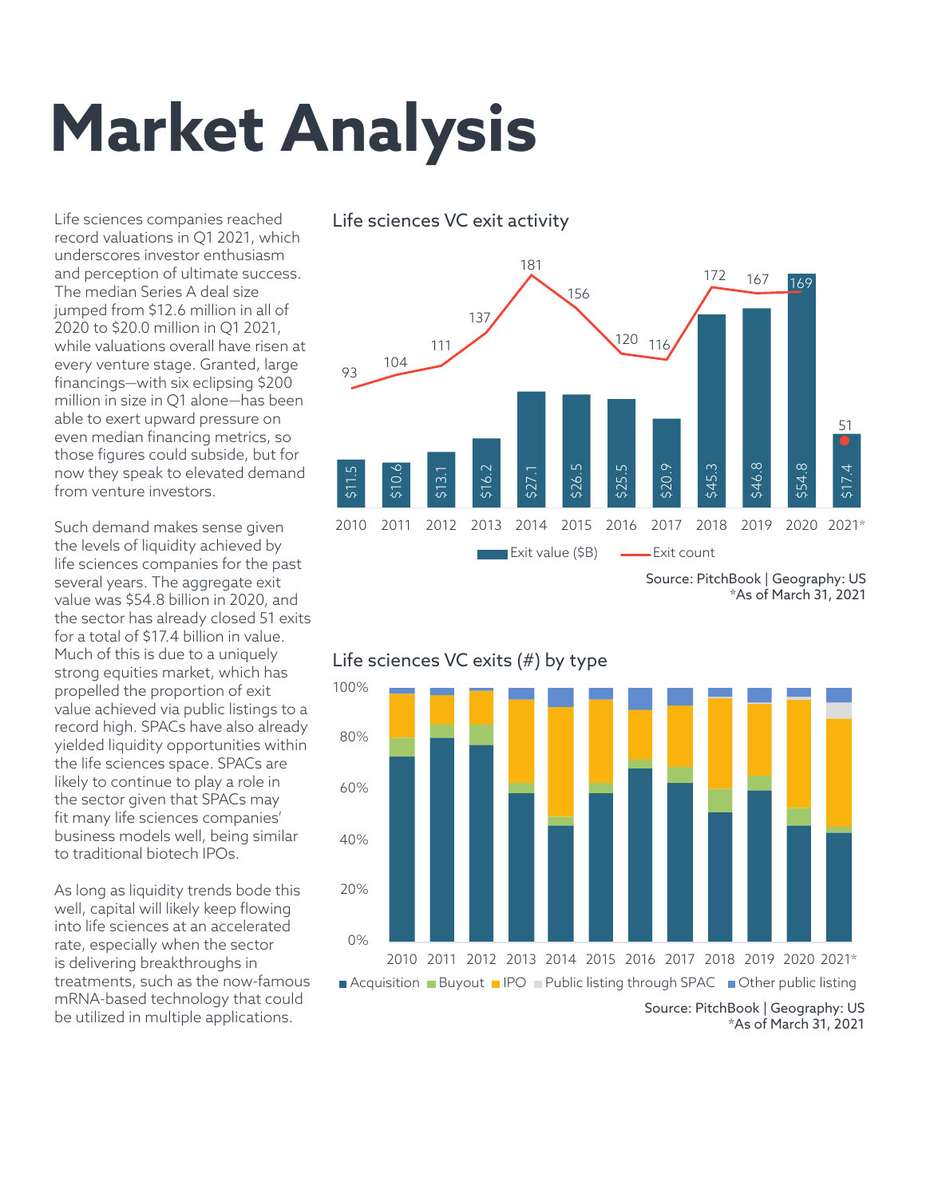# Market Analysis

Life sciences companies reached record valuations in Q1 2021, which underscores investor enthusiasm and perception of ultimate success. The median Series A deal size jumped from $12.6 million in all of 2020 to $20.0 million in Q1 2021, while valuations overall have risen at every venture stage. Granted, large financings—with six eclipsing $200 million in size in Q1 alone—has been able to exert upward pressure on even median financing metrics, so those figures could subside, but for now they speak to elevated demand from venture investors.

Such demand makes sense given the levels of liquidity achieved by life sciences companies for the past several years. The aggregate exit value was $54.8 billion in 2020, and the sector has already closed 51 exits for a total of $17.4 billion in value. Much of this is due to a uniquely strong equities market, which has propelled the proportion of exit value achieved via public listings to a record high. SPACs have also already yielded liquidity opportunities within the life sciences space. SPACs are likely to continue to play a role in the sector given that SPACs may fit many life sciences companies' business models well, being similar to traditional biotech IPOs.

As long as liquidity trends bode this well, capital will likely keep flowing into life sciences at an accelerated rate, especially when the sector is delivering breakthroughs in treatments, such as the now-famous mRNA-based technology that could be utilized in multiple applications.

## Life sciences VC exit activity

| Year | Exit value ($B) | Exit count |
|---|---|---|
| 2010 | $11.5 | 93 |
| 2011 | $10.6 | 104 |
| 2012 | $13.1 | 111 |
| 2013 | $16.2 | 137 |
| 2014 | $27.1 | 181 |
| 2015 | $26.5 | 156 |
| 2016 | $25.5 | 120 |
| 2017 | $20.9 | 116 |
| 2018 | $45.3 | 172 |
| 2019 | $46.8 | 167 |
| 2020 | $54.8 | 169 |
| 2021* | $17.4 | 51 |

Source: PitchBook | Geography: US
*As of March 31, 2021

## Life sciences VC exits (#) by type

Categories: Acquisition, Buyout, IPO, Public listing through SPAC, Other public listing (2010–2021*)

Source: PitchBook | Geography: US
*As of March 31, 2021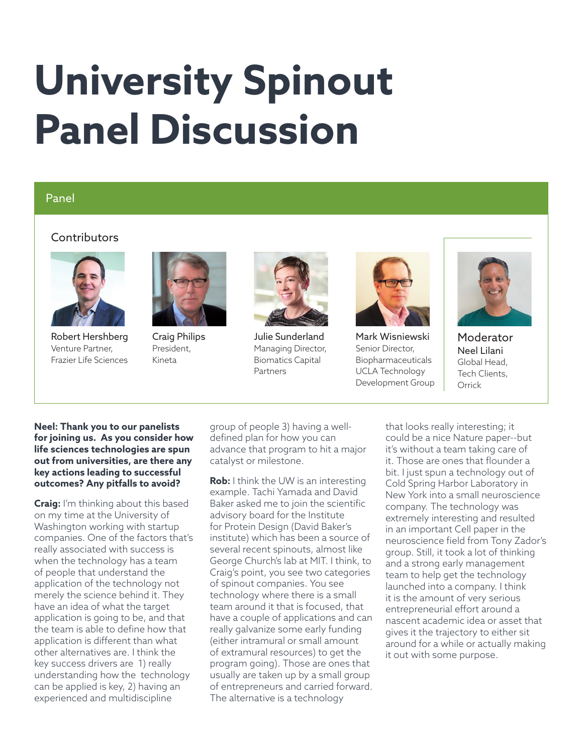# University Spinout Panel Discussion

## Panel

### Contributors

**Robert Hershberg**
Venture Partner,
Frazier Life Sciences

**Craig Philips**
President,
Kineta

**Julie Sunderland**
Managing Director,
Biomatics Capital Partners

**Mark Wisniewski**
Senior Director,
Biopharmaceuticals
UCLA Technology Development Group

**Moderator**
**Neel Lilani**
Global Head,
Tech Clients,
Orrick

**Neel: Thank you to our panelists for joining us. As you consider how life sciences technologies are spun out from universities, are there any key actions leading to successful outcomes? Any pitfalls to avoid?**

**Craig:** I'm thinking about this based on my time at the University of Washington working with startup companies. One of the factors that's really associated with success is when the technology has a team of people that understand the application of the technology not merely the science behind it. They have an idea of what the target application is going to be, and that the team is able to define how that application is different than what other alternatives are. I think the key success drivers are 1) really understanding how the technology can be applied is key, 2) having an experienced and multidiscipline group of people 3) having a well-defined plan for how you can advance that program to hit a major catalyst or milestone.

**Rob:** I think the UW is an interesting example. Tachi Yamada and David Baker asked me to join the scientific advisory board for the Institute for Protein Design (David Baker's institute) which has been a source of several recent spinouts, almost like George Church's lab at MIT. I think, to Craig's point, you see two categories of spinout companies. You see technology where there is a small team around it that is focused, that have a couple of applications and can really galvanize some early funding (either intramural or small amount of extramural resources) to get the program going). Those are ones that usually are taken up by a small group of entrepreneurs and carried forward. The alternative is a technology that looks really interesting; it could be a nice Nature paper--but it's without a team taking care of it. Those are ones that flounder a bit. I just spun a technology out of Cold Spring Harbor Laboratory in New York into a small neuroscience company. The technology was extremely interesting and resulted in an important Cell paper in the neuroscience field from Tony Zador's group. Still, it took a lot of thinking and a strong early management team to help get the technology launched into a company. I think it is the amount of very serious entrepreneurial effort around a nascent academic idea or asset that gives it the trajectory to either sit around for a while or actually making it out with some purpose.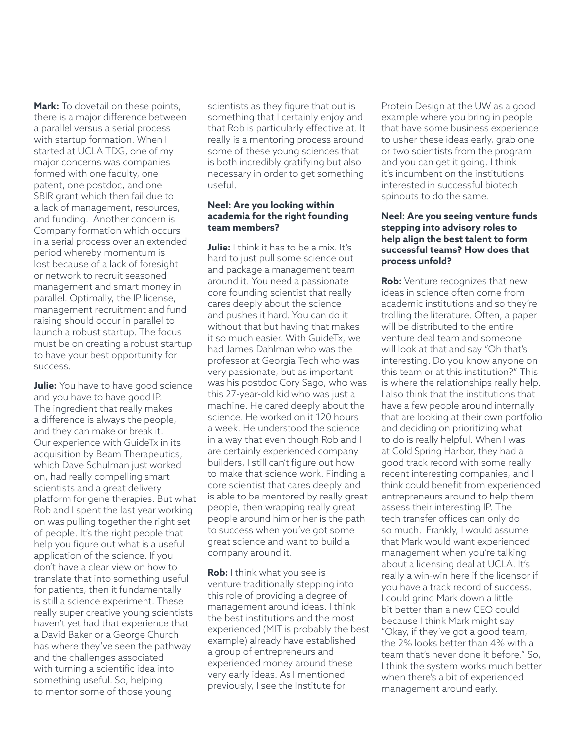**Mark:** To dovetail on these points, there is a major difference between a parallel versus a serial process with startup formation. When I started at UCLA TDG, one of my major concerns was companies formed with one faculty, one patent, one postdoc, and one SBIR grant which then fail due to a lack of management, resources, and funding. Another concern is Company formation which occurs in a serial process over an extended period whereby momentum is lost because of a lack of foresight or network to recruit seasoned management and smart money in parallel. Optimally, the IP license, management recruitment and fund raising should occur in parallel to launch a robust startup. The focus must be on creating a robust startup to have your best opportunity for success.

**Julie:** You have to have good science and you have to have good IP. The ingredient that really makes a difference is always the people, and they can make or break it. Our experience with GuideTx in its acquisition by Beam Therapeutics, which Dave Schulman just worked on, had really compelling smart scientists and a great delivery platform for gene therapies. But what Rob and I spent the last year working on was pulling together the right set of people. It's the right people that help you figure out what is a useful application of the science. If you don't have a clear view on how to translate that into something useful for patients, then it fundamentally is still a science experiment. These really super creative young scientists haven't yet had that experience that a David Baker or a George Church has where they've seen the pathway and the challenges associated with turning a scientific idea into something useful. So, helping to mentor some of those young scientists as they figure that out is something that I certainly enjoy and that Rob is particularly effective at. It really is a mentoring process around some of these young sciences that is both incredibly gratifying but also necessary in order to get something useful.

**Neel: Are you looking within academia for the right founding team members?**

**Julie:** I think it has to be a mix. It's hard to just pull some science out and package a management team around it. You need a passionate core founding scientist that really cares deeply about the science and pushes it hard. You can do it without that but having that makes it so much easier. With GuideTx, we had James Dahlman who was the professor at Georgia Tech who was very passionate, but as important was his postdoc Cory Sago, who was this 27-year-old kid who was just a machine. He cared deeply about the science. He worked on it 120 hours a week. He understood the science in a way that even though Rob and I are certainly experienced company builders, I still can't figure out how to make that science work. Finding a core scientist that cares deeply and is able to be mentored by really great people, then wrapping really great people around him or her is the path to success when you've got some great science and want to build a company around it.

**Rob:** I think what you see is venture traditionally stepping into this role of providing a degree of management around ideas. I think the best institutions and the most experienced (MIT is probably the best example) already have established a group of entrepreneurs and experienced money around these very early ideas. As I mentioned previously, I see the Institute for Protein Design at the UW as a good example where you bring in people that have some business experience to usher these ideas early, grab one or two scientists from the program and you can get it going. I think it's incumbent on the institutions interested in successful biotech spinouts to do the same.

**Neel: Are you seeing venture funds stepping into advisory roles to help align the best talent to form successful teams? How does that process unfold?**

**Rob:** Venture recognizes that new ideas in science often come from academic institutions and so they're trolling the literature. Often, a paper will be distributed to the entire venture deal team and someone will look at that and say "Oh that's interesting. Do you know anyone on this team or at this institution?" This is where the relationships really help. I also think that the institutions that have a few people around internally that are looking at their own portfolio and deciding on prioritizing what to do is really helpful. When I was at Cold Spring Harbor, they had a good track record with some really recent interesting companies, and I think could benefit from experienced entrepreneurs around to help them assess their interesting IP. The tech transfer offices can only do so much. Frankly, I would assume that Mark would want experienced management when you're talking about a licensing deal at UCLA. It's really a win-win here if the licensor if you have a track record of success. I could grind Mark down a little bit better than a new CEO could because I think Mark might say "Okay, if they've got a good team, the 2% looks better than 4% with a team that's never done it before." So, I think the system works much better when there's a bit of experienced management around early.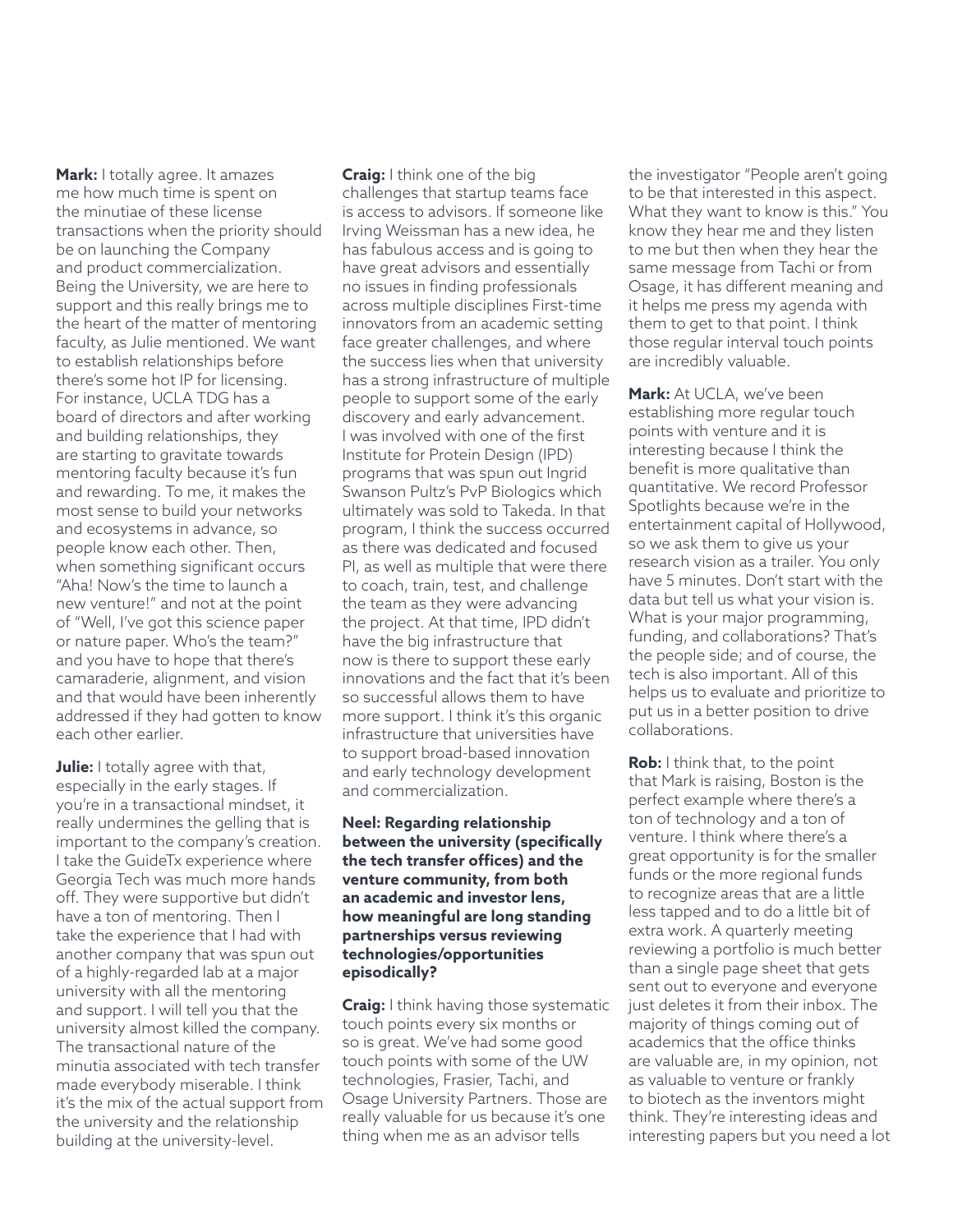**Mark:** I totally agree. It amazes me how much time is spent on the minutiae of these license transactions when the priority should be on launching the Company and product commercialization. Being the University, we are here to support and this really brings me to the heart of the matter of mentoring faculty, as Julie mentioned. We want to establish relationships before there's some hot IP for licensing. For instance, UCLA TDG has a board of directors and after working and building relationships, they are starting to gravitate towards mentoring faculty because it's fun and rewarding. To me, it makes the most sense to build your networks and ecosystems in advance, so people know each other. Then, when something significant occurs "Aha! Now's the time to launch a new venture!" and not at the point of "Well, I've got this science paper or nature paper. Who's the team?" and you have to hope that there's camaraderie, alignment, and vision and that would have been inherently addressed if they had gotten to know each other earlier.

**Julie:** I totally agree with that, especially in the early stages. If you're in a transactional mindset, it really undermines the gelling that is important to the company's creation. I take the GuideTx experience where Georgia Tech was much more hands off. They were supportive but didn't have a ton of mentoring. Then I take the experience that I had with another company that was spun out of a highly-regarded lab at a major university with all the mentoring and support. I will tell you that the university almost killed the company. The transactional nature of the minutia associated with tech transfer made everybody miserable. I think it's the mix of the actual support from the university and the relationship building at the university-level.

**Craig:** I think one of the big challenges that startup teams face is access to advisors. If someone like Irving Weissman has a new idea, he has fabulous access and is going to have great advisors and essentially no issues in finding professionals across multiple disciplines First-time innovators from an academic setting face greater challenges, and where the success lies when that university has a strong infrastructure of multiple people to support some of the early discovery and early advancement. I was involved with one of the first Institute for Protein Design (IPD) programs that was spun out Ingrid Swanson Pultz's PvP Biologics which ultimately was sold to Takeda. In that program, I think the success occurred as there was dedicated and focused PI, as well as multiple that were there to coach, train, test, and challenge the team as they were advancing the project. At that time, IPD didn't have the big infrastructure that now is there to support these early innovations and the fact that it's been so successful allows them to have more support. I think it's this organic infrastructure that universities have to support broad-based innovation and early technology development and commercialization.

**Neel: Regarding relationship between the university (specifically the tech transfer offices) and the venture community, from both an academic and investor lens, how meaningful are long standing partnerships versus reviewing technologies/opportunities episodically?**

**Craig:** I think having those systematic touch points every six months or so is great. We've had some good touch points with some of the UW technologies, Frasier, Tachi, and Osage University Partners. Those are really valuable for us because it's one thing when me as an advisor tells the investigator "People aren't going to be that interested in this aspect. What they want to know is this." You know they hear me and they listen to me but then when they hear the same message from Tachi or from Osage, it has different meaning and it helps me press my agenda with them to get to that point. I think those regular interval touch points are incredibly valuable.

**Mark:** At UCLA, we've been establishing more regular touch points with venture and it is interesting because I think the benefit is more qualitative than quantitative. We record Professor Spotlights because we're in the entertainment capital of Hollywood, so we ask them to give us your research vision as a trailer. You only have 5 minutes. Don't start with the data but tell us what your vision is. What is your major programming, funding, and collaborations? That's the people side; and of course, the tech is also important. All of this helps us to evaluate and prioritize to put us in a better position to drive collaborations.

**Rob:** I think that, to the point that Mark is raising, Boston is the perfect example where there's a ton of technology and a ton of venture. I think where there's a great opportunity is for the smaller funds or the more regional funds to recognize areas that are a little less tapped and to do a little bit of extra work. A quarterly meeting reviewing a portfolio is much better than a single page sheet that gets sent out to everyone and everyone just deletes it from their inbox. The majority of things coming out of academics that the office thinks are valuable are, in my opinion, not as valuable to venture or frankly to biotech as the inventors might think. They're interesting ideas and interesting papers but you need a lot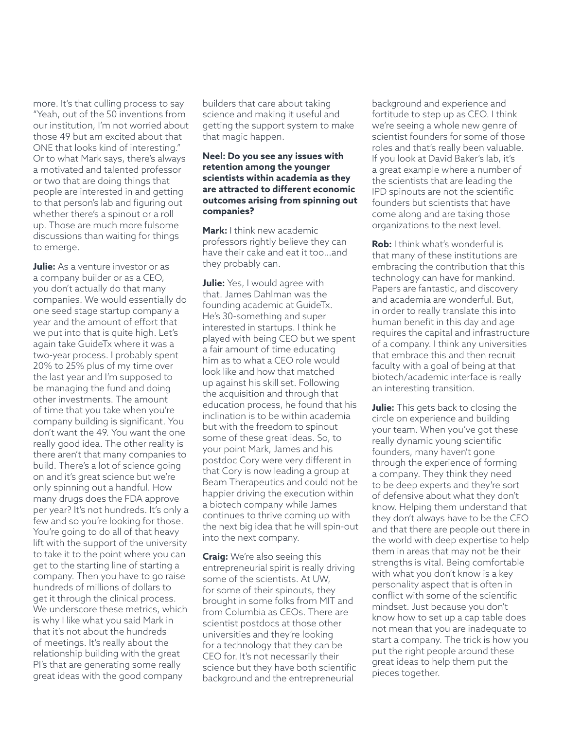more. It's that culling process to say "Yeah, out of the 50 inventions from our institution, I'm not worried about those 49 but am excited about that ONE that looks kind of interesting." Or to what Mark says, there's always a motivated and talented professor or two that are doing things that people are interested in and getting to that person's lab and figuring out whether there's a spinout or a roll up. Those are much more fulsome discussions than waiting for things to emerge.

**Julie:** As a venture investor or as a company builder or as a CEO, you don't actually do that many companies. We would essentially do one seed stage startup company a year and the amount of effort that we put into that is quite high. Let's again take GuideTx where it was a two-year process. I probably spent 20% to 25% plus of my time over the last year and I'm supposed to be managing the fund and doing other investments. The amount of time that you take when you're company building is significant. You don't want the 49. You want the one really good idea. The other reality is there aren't that many companies to build. There's a lot of science going on and it's great science but we're only spinning out a handful. How many drugs does the FDA approve per year? It's not hundreds. It's only a few and so you're looking for those. You're going to do all of that heavy lift with the support of the university to take it to the point where you can get to the starting line of starting a company. Then you have to go raise hundreds of millions of dollars to get it through the clinical process. We underscore these metrics, which is why I like what you said Mark in that it's not about the hundreds of meetings. It's really about the relationship building with the great PI's that are generating some really great ideas with the good company builders that care about taking science and making it useful and getting the support system to make that magic happen.

**Neel: Do you see any issues with retention among the younger scientists within academia as they are attracted to different economic outcomes arising from spinning out companies?**

**Mark:** I think new academic professors rightly believe they can have their cake and eat it too...and they probably can.

**Julie:** Yes, I would agree with that. James Dahlman was the founding academic at GuideTx. He's 30-something and super interested in startups. I think he played with being CEO but we spent a fair amount of time educating him as to what a CEO role would look like and how that matched up against his skill set. Following the acquisition and through that education process, he found that his inclination is to be within academia but with the freedom to spinout some of these great ideas. So, to your point Mark, James and his postdoc Cory were very different in that Cory is now leading a group at Beam Therapeutics and could not be happier driving the execution within a biotech company while James continues to thrive coming up with the next big idea that he will spin-out into the next company.

**Craig:** We're also seeing this entrepreneurial spirit is really driving some of the scientists. At UW, for some of their spinouts, they brought in some folks from MIT and from Columbia as CEOs. There are scientist postdocs at those other universities and they're looking for a technology that they can be CEO for. It's not necessarily their science but they have both scientific background and the entrepreneurial background and experience and fortitude to step up as CEO. I think we're seeing a whole new genre of scientist founders for some of those roles and that's really been valuable. If you look at David Baker's lab, it's a great example where a number of the scientists that are leading the IPD spinouts are not the scientific founders but scientists that have come along and are taking those organizations to the next level.

**Rob:** I think what's wonderful is that many of these institutions are embracing the contribution that this technology can have for mankind. Papers are fantastic, and discovery and academia are wonderful. But, in order to really translate this into human benefit in this day and age requires the capital and infrastructure of a company. I think any universities that embrace this and then recruit faculty with a goal of being at that biotech/academic interface is really an interesting transition.

**Julie:** This gets back to closing the circle on experience and building your team. When you've got these really dynamic young scientific founders, many haven't gone through the experience of forming a company. They think they need to be deep experts and they're sort of defensive about what they don't know. Helping them understand that they don't always have to be the CEO and that there are people out there in the world with deep expertise to help them in areas that may not be their strengths is vital. Being comfortable with what you don't know is a key personality aspect that is often in conflict with some of the scientific mindset. Just because you don't know how to set up a cap table does not mean that you are inadequate to start a company. The trick is how you put the right people around these great ideas to help them put the pieces together.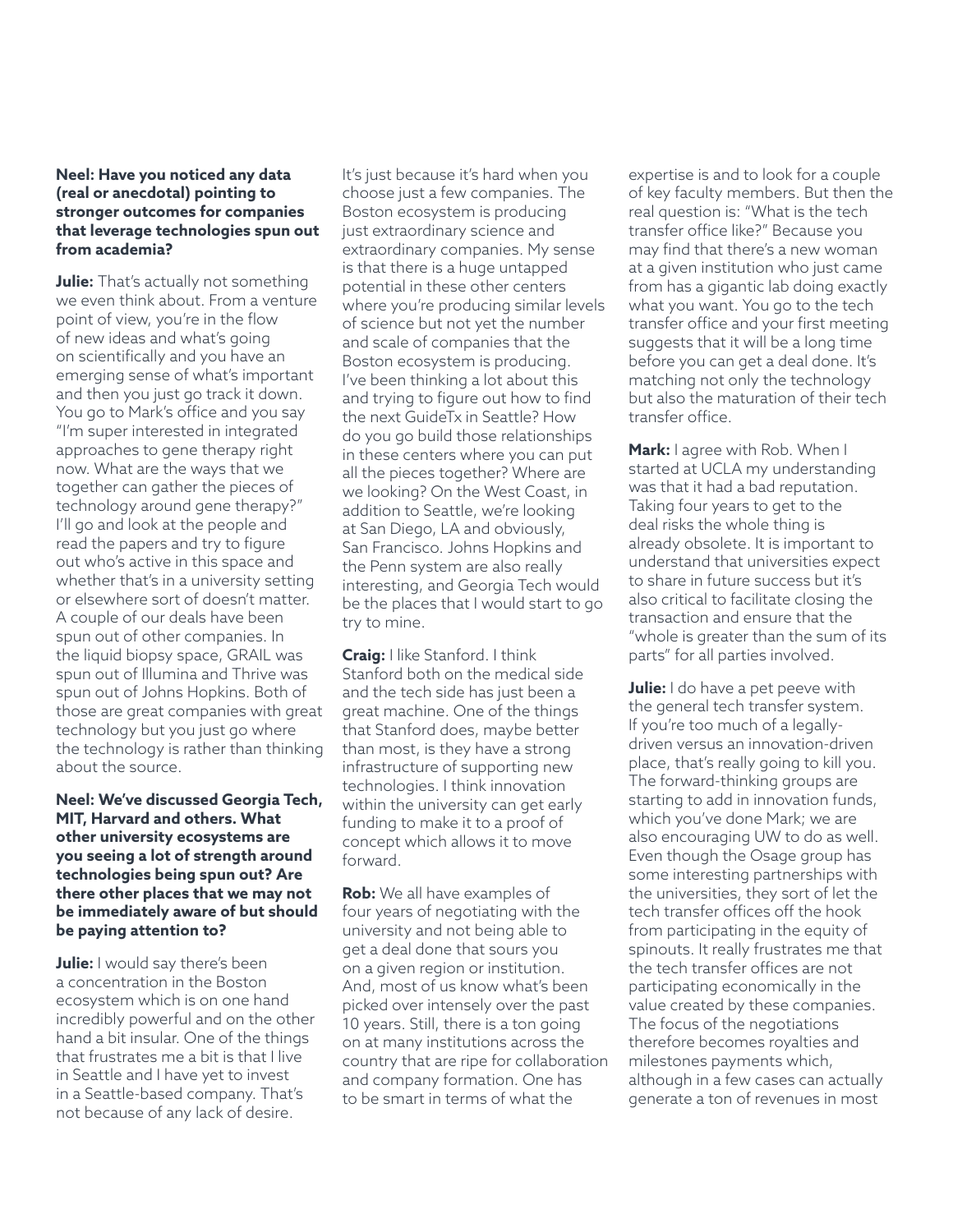**Neel: Have you noticed any data (real or anecdotal) pointing to stronger outcomes for companies that leverage technologies spun out from academia?**

**Julie:** That's actually not something we even think about. From a venture point of view, you're in the flow of new ideas and what's going on scientifically and you have an emerging sense of what's important and then you just go track it down. You go to Mark's office and you say "I'm super interested in integrated approaches to gene therapy right now. What are the ways that we together can gather the pieces of technology around gene therapy?" I'll go and look at the people and read the papers and try to figure out who's active in this space and whether that's in a university setting or elsewhere sort of doesn't matter. A couple of our deals have been spun out of other companies. In the liquid biopsy space, GRAIL was spun out of Illumina and Thrive was spun out of Johns Hopkins. Both of those are great companies with great technology but you just go where the technology is rather than thinking about the source.

**Neel: We've discussed Georgia Tech, MIT, Harvard and others. What other university ecosystems are you seeing a lot of strength around technologies being spun out? Are there other places that we may not be immediately aware of but should be paying attention to?**

**Julie:** I would say there's been a concentration in the Boston ecosystem which is on one hand incredibly powerful and on the other hand a bit insular. One of the things that frustrates me a bit is that I live in Seattle and I have yet to invest in a Seattle-based company. That's not because of any lack of desire. It's just because it's hard when you choose just a few companies. The Boston ecosystem is producing just extraordinary science and extraordinary companies. My sense is that there is a huge untapped potential in these other centers where you're producing similar levels of science but not yet the number and scale of companies that the Boston ecosystem is producing. I've been thinking a lot about this and trying to figure out how to find the next GuideTx in Seattle? How do you go build those relationships in these centers where you can put all the pieces together? Where are we looking? On the West Coast, in addition to Seattle, we're looking at San Diego, LA and obviously, San Francisco. Johns Hopkins and the Penn system are also really interesting, and Georgia Tech would be the places that I would start to go try to mine.

**Craig:** I like Stanford. I think Stanford both on the medical side and the tech side has just been a great machine. One of the things that Stanford does, maybe better than most, is they have a strong infrastructure of supporting new technologies. I think innovation within the university can get early funding to make it to a proof of concept which allows it to move forward.

**Rob:** We all have examples of four years of negotiating with the university and not being able to get a deal done that sours you on a given region or institution. And, most of us know what's been picked over intensely over the past 10 years. Still, there is a ton going on at many institutions across the country that are ripe for collaboration and company formation. One has to be smart in terms of what the expertise is and to look for a couple of key faculty members. But then the real question is: "What is the tech transfer office like?" Because you may find that there's a new woman at a given institution who just came from has a gigantic lab doing exactly what you want. You go to the tech transfer office and your first meeting suggests that it will be a long time before you can get a deal done. It's matching not only the technology but also the maturation of their tech transfer office.

**Mark:** I agree with Rob. When I started at UCLA my understanding was that it had a bad reputation. Taking four years to get to the deal risks the whole thing is already obsolete. It is important to understand that universities expect to share in future success but it's also critical to facilitate closing the transaction and ensure that the "whole is greater than the sum of its parts" for all parties involved.

**Julie:** I do have a pet peeve with the general tech transfer system. If you're too much of a legally-driven versus an innovation-driven place, that's really going to kill you. The forward-thinking groups are starting to add in innovation funds, which you've done Mark; we are also encouraging UW to do as well. Even though the Osage group has some interesting partnerships with the universities, they sort of let the tech transfer offices off the hook from participating in the equity of spinouts. It really frustrates me that the tech transfer offices are not participating economically in the value created by these companies. The focus of the negotiations therefore becomes royalties and milestones payments which, although in a few cases can actually generate a ton of revenues in most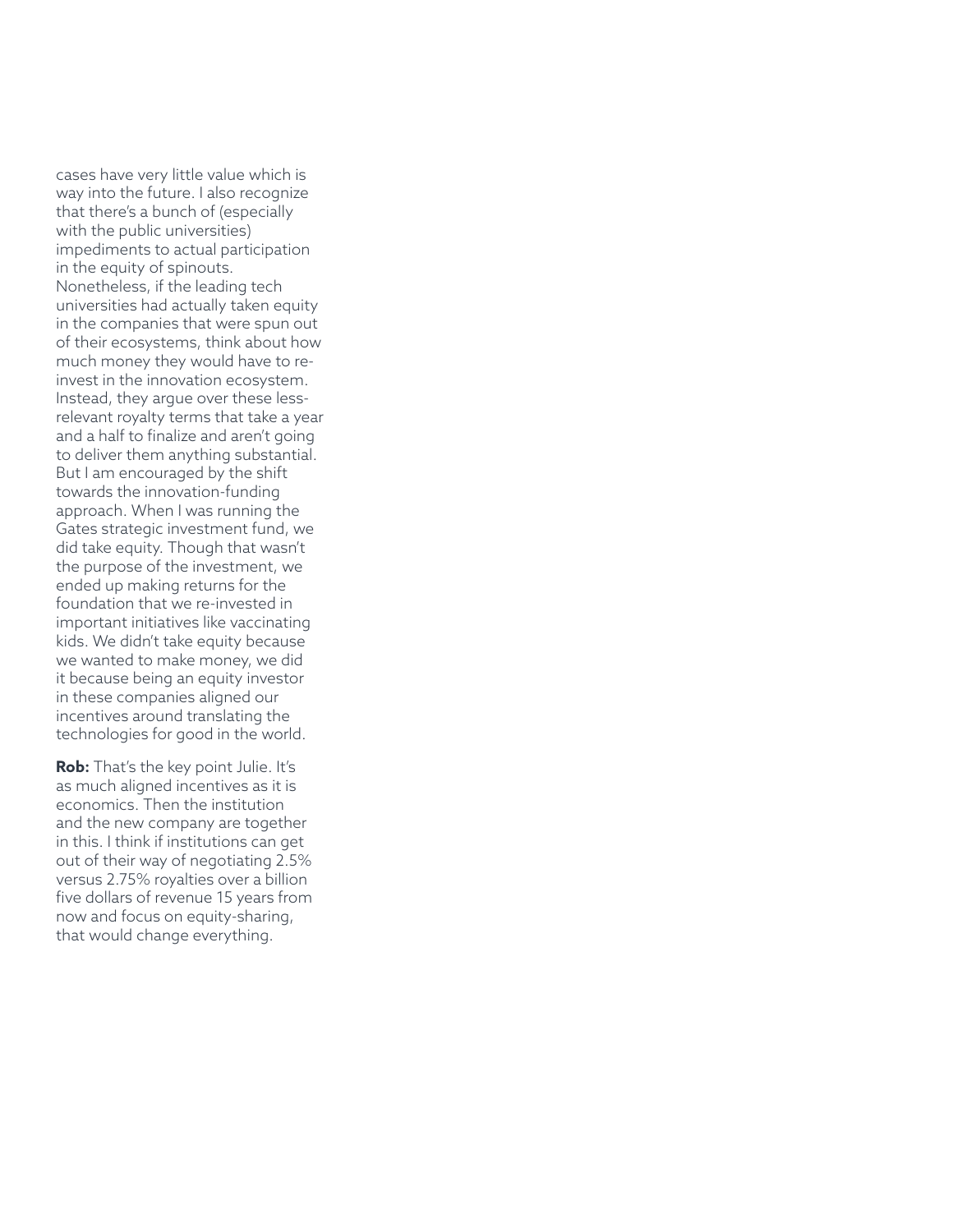cases have very little value which is way into the future. I also recognize that there's a bunch of (especially with the public universities) impediments to actual participation in the equity of spinouts. Nonetheless, if the leading tech universities had actually taken equity in the companies that were spun out of their ecosystems, think about how much money they would have to re-invest in the innovation ecosystem. Instead, they argue over these less-relevant royalty terms that take a year and a half to finalize and aren't going to deliver them anything substantial. But I am encouraged by the shift towards the innovation-funding approach. When I was running the Gates strategic investment fund, we did take equity. Though that wasn't the purpose of the investment, we ended up making returns for the foundation that we re-invested in important initiatives like vaccinating kids. We didn't take equity because we wanted to make money, we did it because being an equity investor in these companies aligned our incentives around translating the technologies for good in the world.

**Rob:** That's the key point Julie. It's as much aligned incentives as it is economics. Then the institution and the new company are together in this. I think if institutions can get out of their way of negotiating 2.5% versus 2.75% royalties over a billion five dollars of revenue 15 years from now and focus on equity-sharing, that would change everything.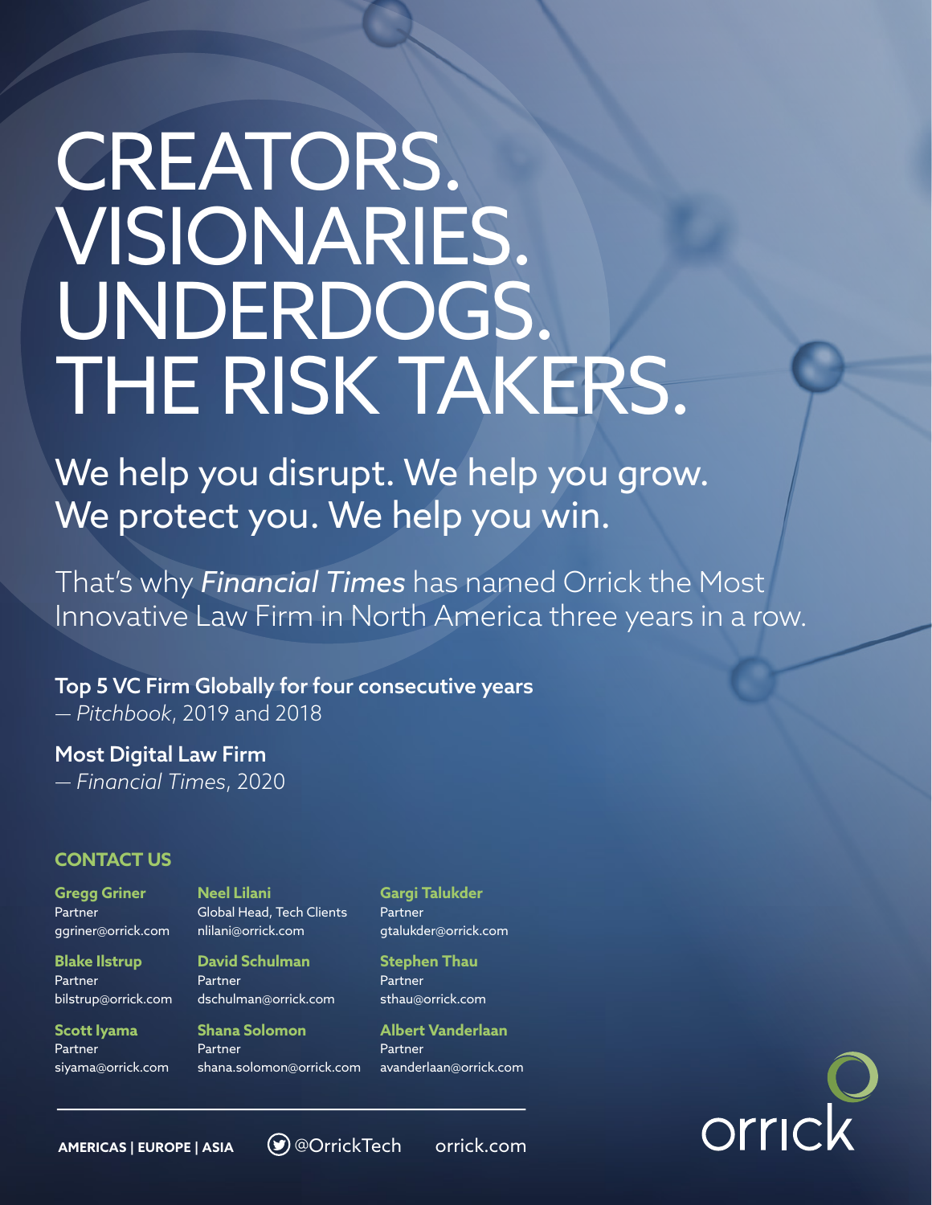# CREATORS. VISIONARIES. UNDERDOGS. THE RISK TAKERS.

## We help you disrupt. We help you grow. We protect you. We help you win.

That's why *Financial Times* has named Orrick the Most Innovative Law Firm in North America three years in a row.

**Top 5 VC Firm Globally for four consecutive years**
— *Pitchbook*, 2019 and 2018

**Most Digital Law Firm**
— *Financial Times*, 2020

### CONTACT US

**Gregg Griner**
Partner
ggriner@orrick.com

**Blake Ilstrup**
Partner
bilstrup@orrick.com

**Scott Iyama**
Partner
siyama@orrick.com

**Neel Lilani**
Global Head, Tech Clients
nlilani@orrick.com

**David Schulman**
Partner
dschulman@orrick.com

**Shana Solomon**
Partner
shana.solomon@orrick.com

**Gargi Talukder**
Partner
gtalukder@orrick.com

**Stephen Thau**
Partner
sthau@orrick.com

**Albert Vanderlaan**
Partner
avanderlaan@orrick.com

**AMERICAS | EUROPE | ASIA** @OrrickTech orrick.com

orrick